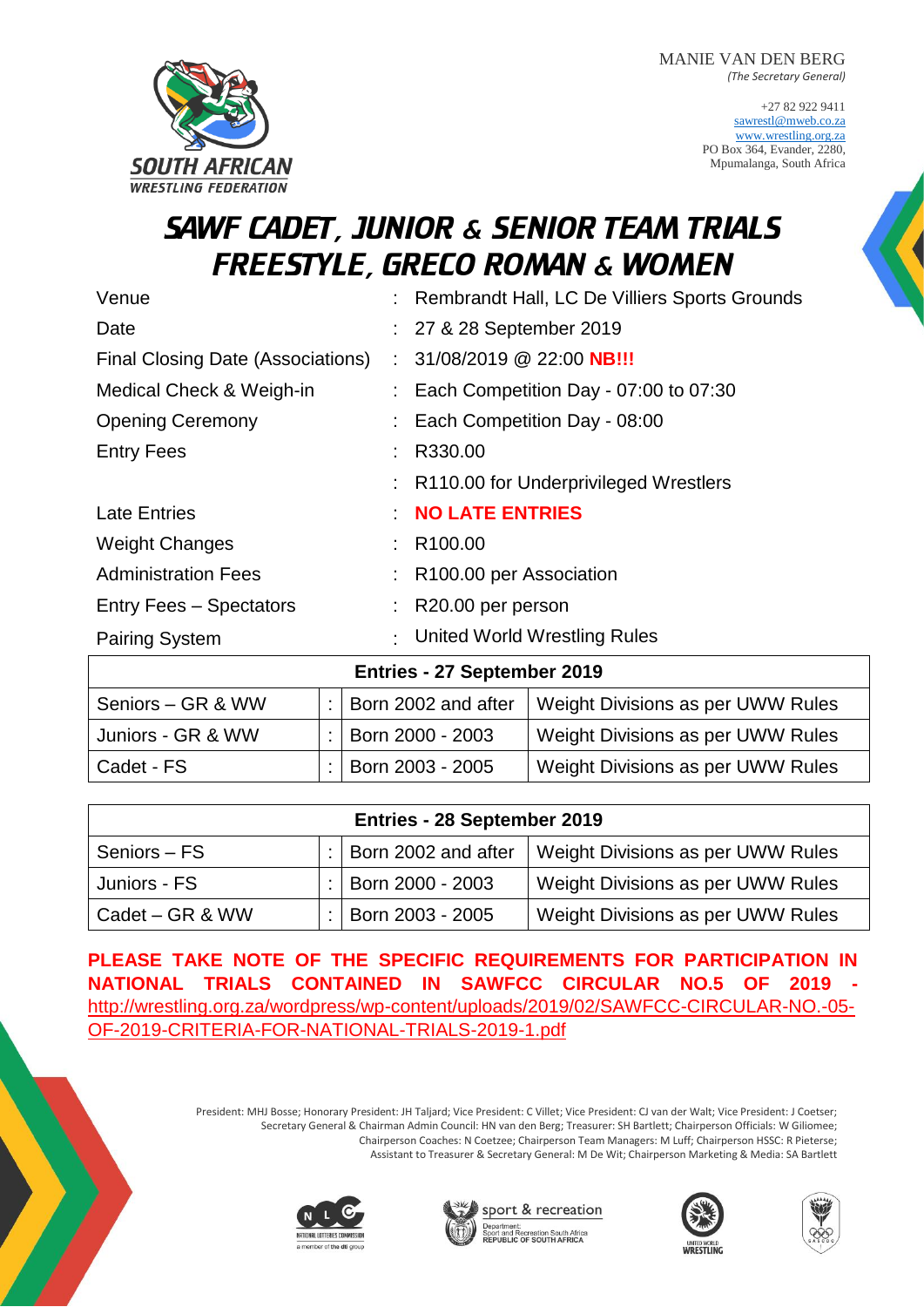SOUTH AFRICAN WRESTLING FEDERATION

MANIE VAN DEN BERG
*(The Secretary General)*

+27 82 922 9411
sawrestl@mweb.co.za
www.wrestling.org.za
PO Box 364, Evander, 2280,
Mpumalanga, South Africa

# SAWF CADET, JUNIOR & SENIOR TEAM TRIALS FREESTYLE, GRECO ROMAN & WOMEN

| | | |
|---|---|---|
| Venue | : | Rembrandt Hall, LC De Villiers Sports Grounds |
| Date | : | 27 & 28 September 2019 |
| Final Closing Date (Associations) | : | 31/08/2019 @ 22:00 **NB!!!** |
| Medical Check & Weigh-in | : | Each Competition Day - 07:00 to 07:30 |
| Opening Ceremony | : | Each Competition Day - 08:00 |
| Entry Fees | : | R330.00 |
| | : | R110.00 for Underprivileged Wrestlers |
| Late Entries | : | **NO LATE ENTRIES** |
| Weight Changes | : | R100.00 |
| Administration Fees | : | R100.00 per Association |
| Entry Fees – Spectators | : | R20.00 per person |
| Pairing System | : | United World Wrestling Rules |

| Entries - 27 September 2019 | | | |
|---|---|---|---|
| Seniors – GR & WW | : | Born 2002 and after | Weight Divisions as per UWW Rules |
| Juniors - GR & WW | : | Born 2000 - 2003 | Weight Divisions as per UWW Rules |
| Cadet - FS | : | Born 2003 - 2005 | Weight Divisions as per UWW Rules |

| Entries - 28 September 2019 | | | |
|---|---|---|---|
| Seniors – FS | : | Born 2002 and after | Weight Divisions as per UWW Rules |
| Juniors - FS | : | Born 2000 - 2003 | Weight Divisions as per UWW Rules |
| Cadet – GR & WW | : | Born 2003 - 2005 | Weight Divisions as per UWW Rules |

**PLEASE TAKE NOTE OF THE SPECIFIC REQUIREMENTS FOR PARTICIPATION IN NATIONAL TRIALS CONTAINED IN SAWFCC CIRCULAR NO.5 OF 2019 -** http://wrestling.org.za/wordpress/wp-content/uploads/2019/02/SAWFCC-CIRCULAR-NO.-05-OF-2019-CRITERIA-FOR-NATIONAL-TRIALS-2019-1.pdf

President: MHJ Bosse; Honorary President: JH Taljard; Vice President: C Villet; Vice President: CJ van der Walt; Vice President: J Coetser; Secretary General & Chairman Admin Council: HN van den Berg; Treasurer: SH Bartlett; Chairperson Officials: W Giliomee; Chairperson Coaches: N Coetzee; Chairperson Team Managers: M Luff; Chairperson HSSC: R Pieterse; Assistant to Treasurer & Secretary General: M De Wit; Chairperson Marketing & Media: SA Bartlett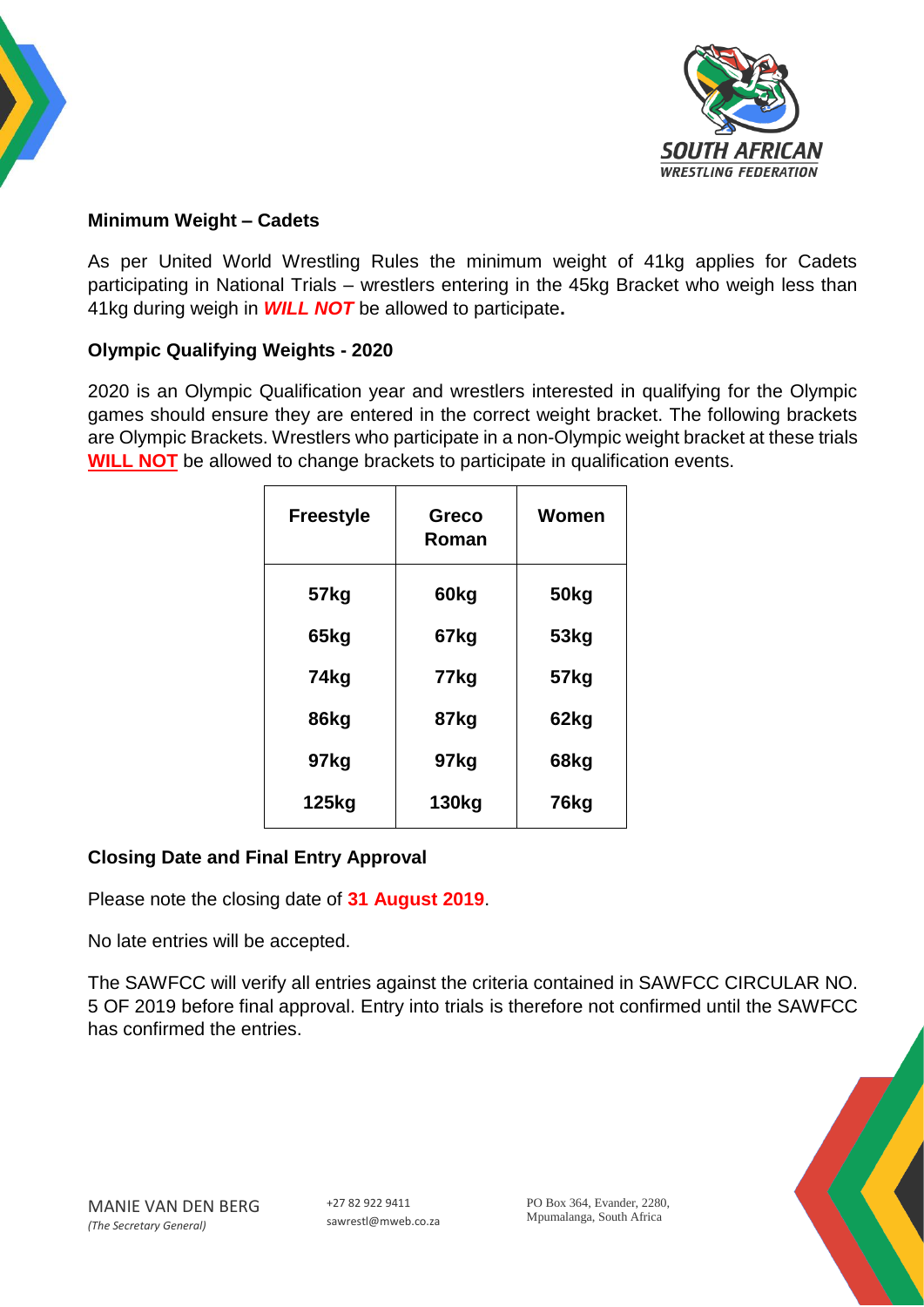**Minimum Weight – Cadets**

As per United World Wrestling Rules the minimum weight of 41kg applies for Cadets participating in National Trials – wrestlers entering in the 45kg Bracket who weigh less than 41kg during weigh in ***WILL NOT*** be allowed to participate**.**

**Olympic Qualifying Weights - 2020**

2020 is an Olympic Qualification year and wrestlers interested in qualifying for the Olympic games should ensure they are entered in the correct weight bracket. The following brackets are Olympic Brackets. Wrestlers who participate in a non-Olympic weight bracket at these trials **WILL NOT** be allowed to change brackets to participate in qualification events.

| Freestyle | Greco Roman | Women |
| --- | --- | --- |
| 57kg | 60kg | 50kg |
| 65kg | 67kg | 53kg |
| 74kg | 77kg | 57kg |
| 86kg | 87kg | 62kg |
| 97kg | 97kg | 68kg |
| 125kg | 130kg | 76kg |

**Closing Date and Final Entry Approval**

Please note the closing date of **31 August 2019**.

No late entries will be accepted.

The SAWFCC will verify all entries against the criteria contained in SAWFCC CIRCULAR NO. 5 OF 2019 before final approval. Entry into trials is therefore not confirmed until the SAWFCC has confirmed the entries.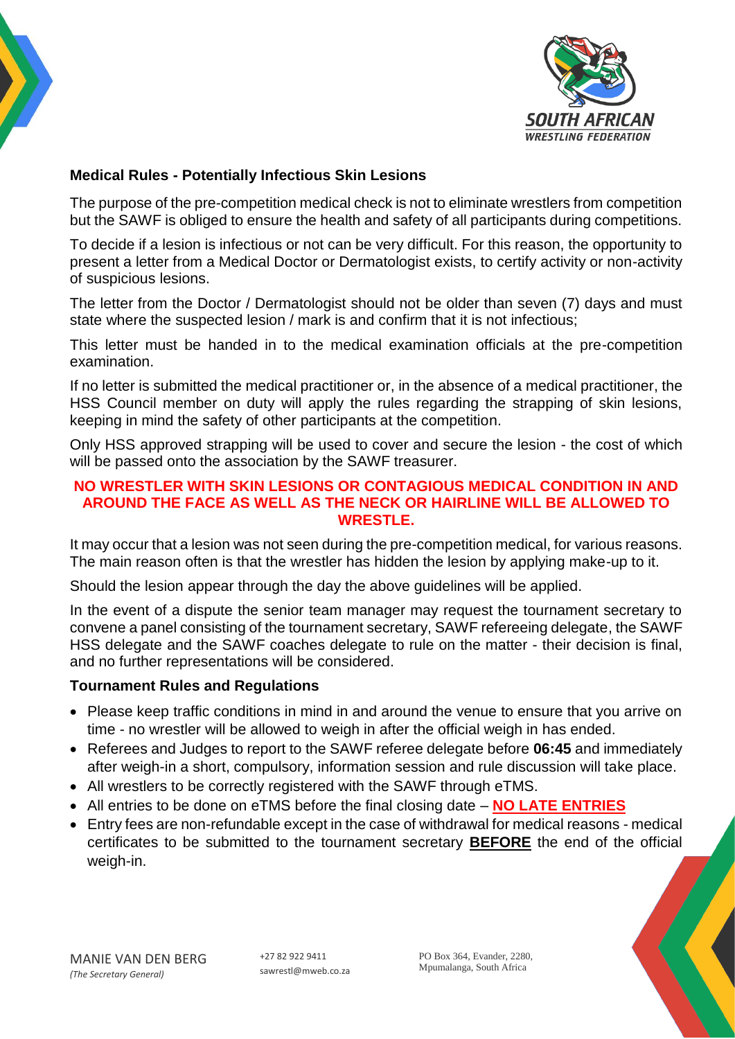**Medical Rules - Potentially Infectious Skin Lesions**

The purpose of the pre-competition medical check is not to eliminate wrestlers from competition but the SAWF is obliged to ensure the health and safety of all participants during competitions.

To decide if a lesion is infectious or not can be very difficult. For this reason, the opportunity to present a letter from a Medical Doctor or Dermatologist exists, to certify activity or non-activity of suspicious lesions.

The letter from the Doctor / Dermatologist should not be older than seven (7) days and must state where the suspected lesion / mark is and confirm that it is not infectious;

This letter must be handed in to the medical examination officials at the pre-competition examination.

If no letter is submitted the medical practitioner or, in the absence of a medical practitioner, the HSS Council member on duty will apply the rules regarding the strapping of skin lesions, keeping in mind the safety of other participants at the competition.

Only HSS approved strapping will be used to cover and secure the lesion - the cost of which will be passed onto the association by the SAWF treasurer.

**NO WRESTLER WITH SKIN LESIONS OR CONTAGIOUS MEDICAL CONDITION IN AND AROUND THE FACE AS WELL AS THE NECK OR HAIRLINE WILL BE ALLOWED TO WRESTLE.**

It may occur that a lesion was not seen during the pre-competition medical, for various reasons. The main reason often is that the wrestler has hidden the lesion by applying make-up to it.

Should the lesion appear through the day the above guidelines will be applied.

In the event of a dispute the senior team manager may request the tournament secretary to convene a panel consisting of the tournament secretary, SAWF refereeing delegate, the SAWF HSS delegate and the SAWF coaches delegate to rule on the matter - their decision is final, and no further representations will be considered.

**Tournament Rules and Regulations**

- Please keep traffic conditions in mind in and around the venue to ensure that you arrive on time - no wrestler will be allowed to weigh in after the official weigh in has ended.
- Referees and Judges to report to the SAWF referee delegate before **06:45** and immediately after weigh-in a short, compulsory, information session and rule discussion will take place.
- All wrestlers to be correctly registered with the SAWF through eTMS.
- All entries to be done on eTMS before the final closing date – **NO LATE ENTRIES**
- Entry fees are non-refundable except in the case of withdrawal for medical reasons - medical certificates to be submitted to the tournament secretary **BEFORE** the end of the official weigh-in.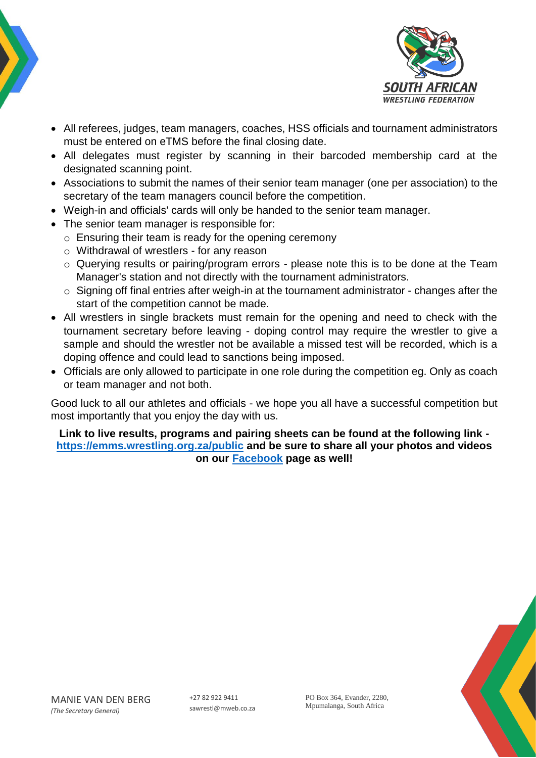- All referees, judges, team managers, coaches, HSS officials and tournament administrators must be entered on eTMS before the final closing date.
- All delegates must register by scanning in their barcoded membership card at the designated scanning point.
- Associations to submit the names of their senior team manager (one per association) to the secretary of the team managers council before the competition.
- Weigh-in and officials' cards will only be handed to the senior team manager.
- The senior team manager is responsible for:
  - Ensuring their team is ready for the opening ceremony
  - Withdrawal of wrestlers - for any reason
  - Querying results or pairing/program errors - please note this is to be done at the Team Manager's station and not directly with the tournament administrators.
  - Signing off final entries after weigh-in at the tournament administrator - changes after the start of the competition cannot be made.
- All wrestlers in single brackets must remain for the opening and need to check with the tournament secretary before leaving - doping control may require the wrestler to give a sample and should the wrestler not be available a missed test will be recorded, which is a doping offence and could lead to sanctions being imposed.
- Officials are only allowed to participate in one role during the competition eg. Only as coach or team manager and not both.

Good luck to all our athletes and officials - we hope you all have a successful competition but most importantly that you enjoy the day with us.

**Link to live results, programs and pairing sheets can be found at the following link - [https://emms.wrestling.org.za/public](https://emms.wrestling.org.za/public) and be sure to share all your photos and videos on our [Facebook](#) page as well!**

MANIE VAN DEN BERG
*(The Secretary General)*

+27 82 922 9411
sawrestl@mweb.co.za

PO Box 364, Evander, 2280,
Mpumalanga, South Africa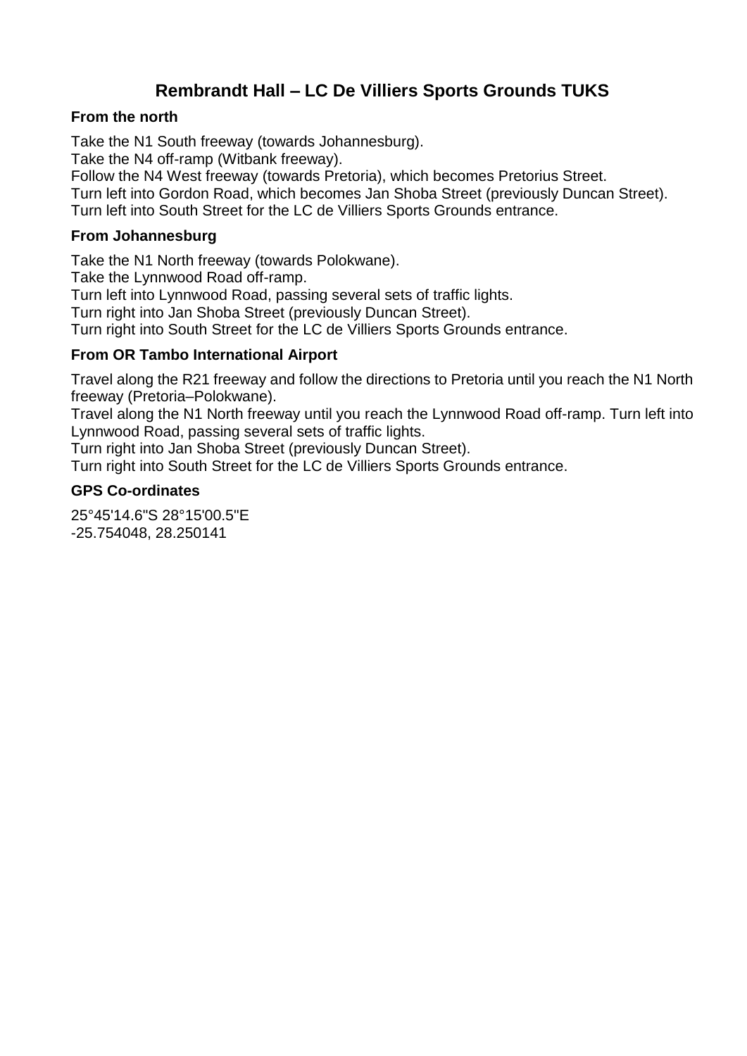# Rembrandt Hall – LC De Villiers Sports Grounds TUKS

## From the north

Take the N1 South freeway (towards Johannesburg).
Take the N4 off-ramp (Witbank freeway).
Follow the N4 West freeway (towards Pretoria), which becomes Pretorius Street.
Turn left into Gordon Road, which becomes Jan Shoba Street (previously Duncan Street).
Turn left into South Street for the LC de Villiers Sports Grounds entrance.

## From Johannesburg

Take the N1 North freeway (towards Polokwane).
Take the Lynnwood Road off-ramp.
Turn left into Lynnwood Road, passing several sets of traffic lights.
Turn right into Jan Shoba Street (previously Duncan Street).
Turn right into South Street for the LC de Villiers Sports Grounds entrance.

## From OR Tambo International Airport

Travel along the R21 freeway and follow the directions to Pretoria until you reach the N1 North freeway (Pretoria–Polokwane).
Travel along the N1 North freeway until you reach the Lynnwood Road off-ramp. Turn left into Lynnwood Road, passing several sets of traffic lights.
Turn right into Jan Shoba Street (previously Duncan Street).
Turn right into South Street for the LC de Villiers Sports Grounds entrance.

## GPS Co-ordinates

25°45'14.6"S 28°15'00.5"E
-25.754048, 28.250141